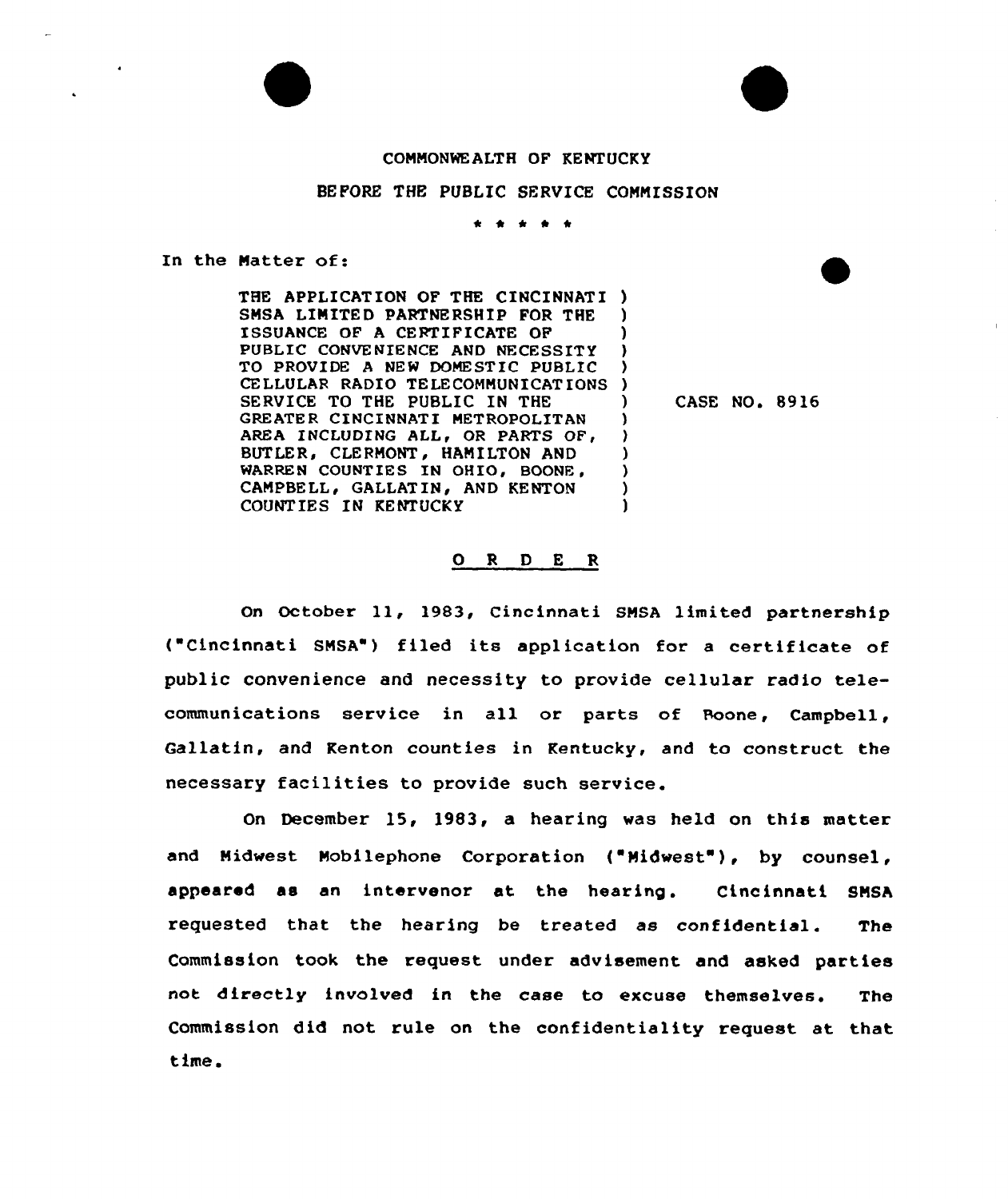COMMONWEALTH OF KENTUCKY

BEFORE THE PUBLIC SERVICE COMMISSION

\* \* \* \* \*

In the Matter of:

| | | |
|---|---|---|
| THE APPLICATION OF THE CINCINNATI SMSA LIMITED PARTNERSHIP FOR THE ISSUANCE OF A CERTIFICATE OF PUBLIC CONVENIENCE AND NECESSITY TO PROVIDE A NEW DOMESTIC PUBLIC CELLULAR RADIO TELECOMMUNICATIONS SERVICE TO THE PUBLIC IN THE GREATER CINCINNATI METROPOLITAN AREA INCLUDING ALL, OR PARTS OF, BUTLER, CLERMONT, HAMILTON AND WARREN COUNTIES IN OHIO, BOONE, CAMPBELL, GALLATIN, AND KENTON COUNTIES IN KENTUCKY | ) | CASE NO. 8916 |

O R D E R

On October 11, 1983, Cincinnati SMSA limited partnership ("Cincinnati SMSA") filed its application for a certificate of public convenience and necessity to provide cellular radio telecommunications service in all or parts of Boone, Campbell, Gallatin, and Kenton counties in Kentucky, and to construct the necessary facilities to provide such service.

On December 15, 1983, a hearing was held on this matter and Midwest Mobilephone Corporation ("Midwest"), by counsel, appeared as an intervenor at the hearing. Cincinnati SMSA requested that the hearing be treated as confidential. The Commission took the request under advisement and asked parties not directly involved in the case to excuse themselves. The Commission did not rule on the confidentiality request at that time.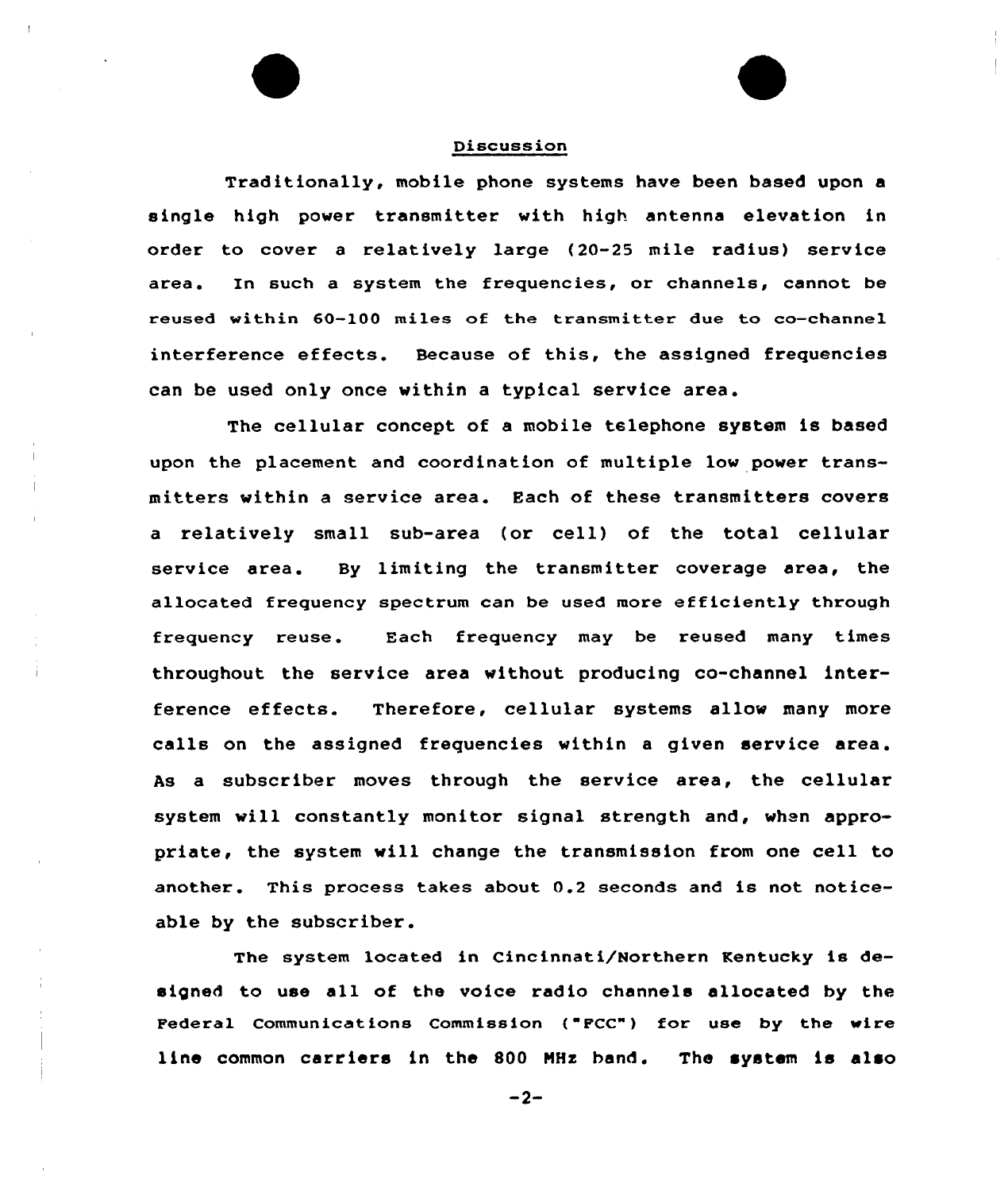## Discussion

Traditionally, mobile phone systems have been based upon a single high power transmitter with high antenna elevation in order to cover a relatively large (20-25 mile radius) service area. In such a system the frequencies, or channels, cannot be reused within 60-100 miles of the transmitter due to co-channel interference effects. Because of this, the assigned frequencies can be used only once within a typical service area.

The cellular concept of a mobile telephone system is based upon the placement and coordination of multiple low power transmitters within a service area. Each of these transmitters covers a relatively small sub-area (or cell) of the total cellular service area. By limiting the transmitter coverage area, the allocated frequency spectrum can be used more efficiently through frequency reuse. Each frequency may be reused many times throughout the service area without producing co-channel interference effects. Therefore, cellular systems allow many more calls on the assigned frequencies within a given service area. As a subscriber moves through the service area, the cellular system will constantly monitor signal strength and, when appropriate, the system will change the transmission from one cell to another. This process takes about 0.2 seconds and is not noticeable by the subscriber.

The system located in Cincinnati/Northern Kentucky is designed to use all of the voice radio channels allocated by the Federal Communications Commission ("FCC") for use by the wire line common carriers in the 800 MHz band. The system is also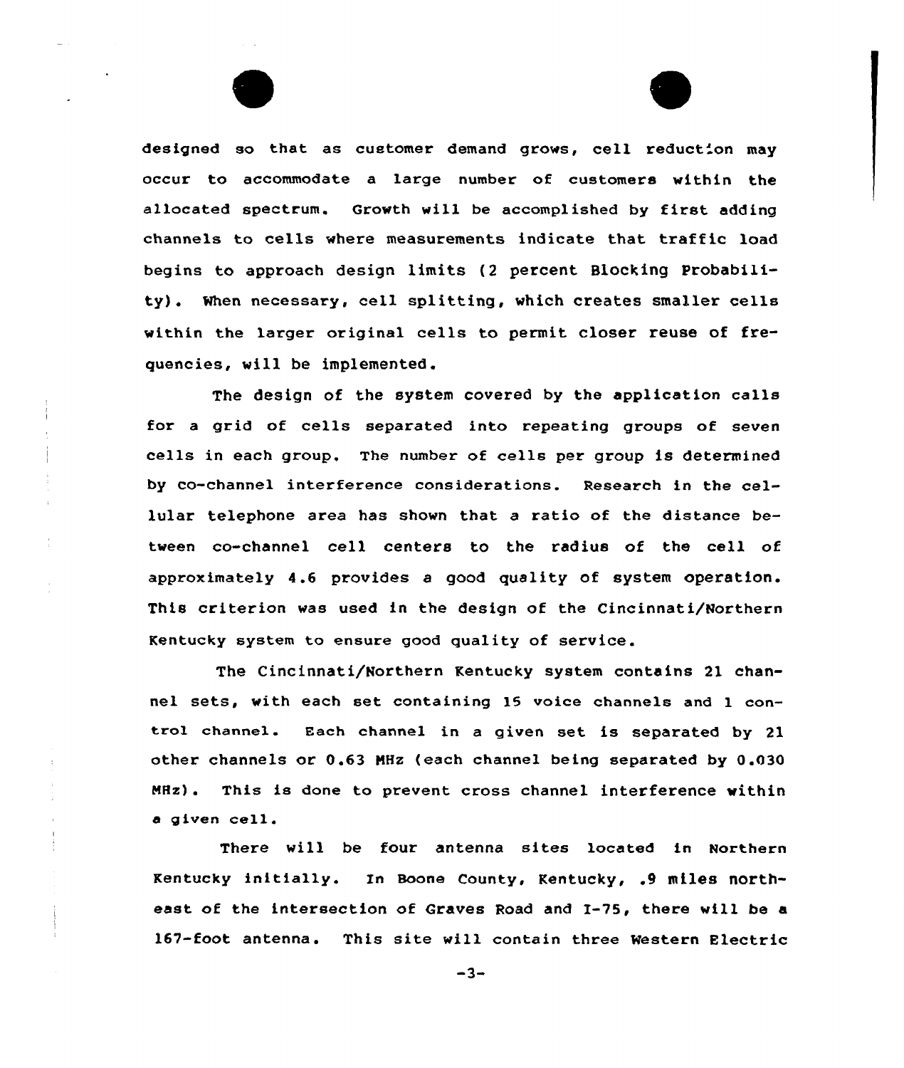designed so that as customer demand grows, cell reduction may occur to accommodate a large number of customers within the allocated spectrum. Growth will be accomplished by first adding channels to cells where measurements indicate that traffic load begins to approach design limits (2 percent Blocking Probability). When necessary, cell splitting, which creates smaller cells within the larger original cells to permit closer reuse of frequencies, will be implemented.

The design of the system covered by the application calls for a grid of cells separated into repeating groups of seven cells in each group. The number of cells per group is determined by co-channel interference considerations. Research in the cellular telephone area has shown that a ratio of the distance between co-channel cell centers to the radius of the cell of approximately 4.6 provides a good quality of system operation. This criterion was used in the design of the Cincinnati/Northern Kentucky system to ensure good quality of service.

The Cincinnati/Northern Kentucky system contains 21 channel sets, with each set containing 15 voice channels and 1 control channel. Each channel in a given set is separated by 21 other channels or 0.63 MHz (each channel being separated by 0.030 MHz). This is done to prevent cross channel interference within a given cell.

There will be four antenna sites located in Northern Kentucky initially. In Boone County, Kentucky, .9 miles northeast of the intersection of Graves Road and I-75, there will be a 167-foot antenna. This site will contain three Western Electric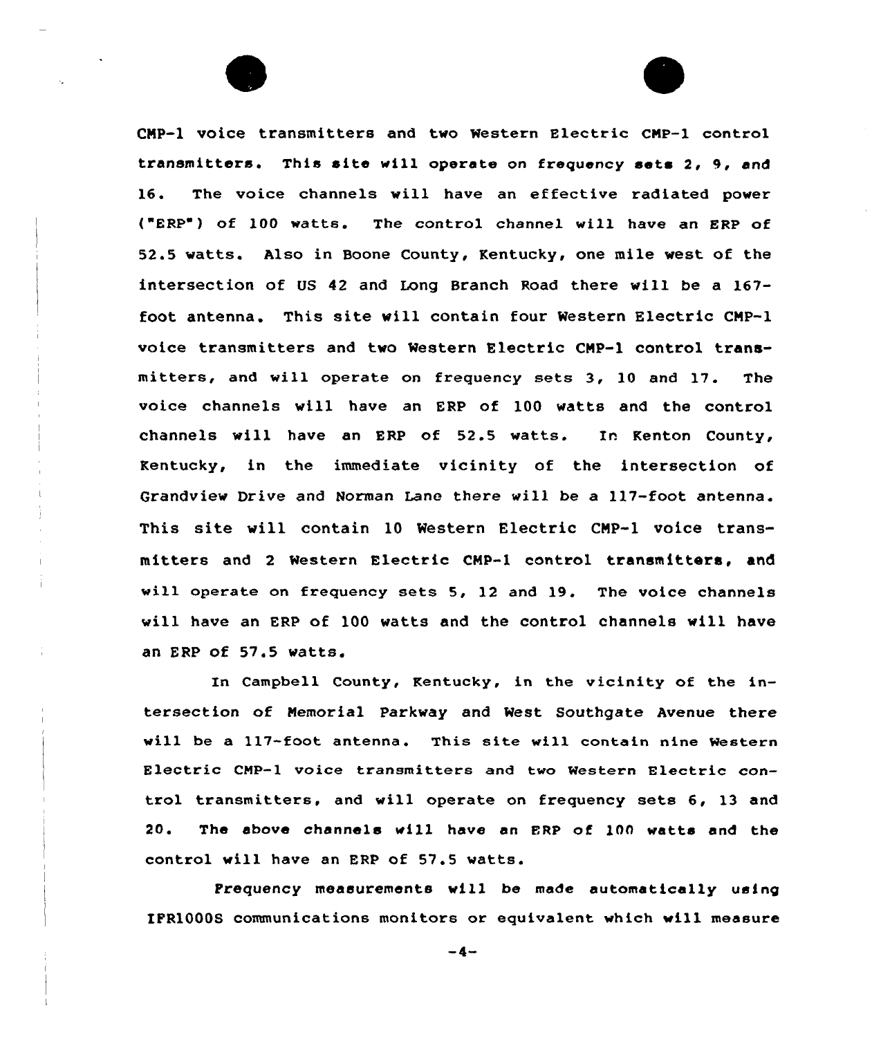CMP-1 voice transmitters and two Western Electric CMP-1 control transmitters. This site will operate on frequency sets 2, 9, and 16. The voice channels will have an effective radiated power ("ERP") of 100 watts. The control channel will have an ERP of 52.5 watts. Also in Boone County, Kentucky, one mile west of the intersection of US 42 and Long Branch Road there will be a 167-foot antenna. This site will contain four Western Electric CMP-1 voice transmitters and two Western Electric CMP-1 control transmitters, and will operate on frequency sets 3, 10 and 17. The voice channels will have an ERP of 100 watts and the control channels will have an ERP of 52.5 watts. In Kenton County, Kentucky, in the immediate vicinity of the intersection of Grandview Drive and Norman Lane there will be a 117-foot antenna. This site will contain 10 Western Electric CMP-1 voice transmitters and 2 Western Electric CMP-1 control transmitters, and will operate on frequency sets 5, 12 and 19. The voice channels will have an ERP of 100 watts and the control channels will have an ERP of 57.5 watts.

In Campbell County, Kentucky, in the vicinity of the intersection of Memorial Parkway and West Southgate Avenue there will be a 117-foot antenna. This site will contain nine Western Electric CMP-1 voice transmitters and two Western Electric control transmitters, and will operate on frequency sets 6, 13 and 20. The above channels will have an ERP of 100 watts and the control will have an ERP of 57.5 watts.

Frequency measurements will be made automatically using IFR1000S communications monitors or equivalent which will measure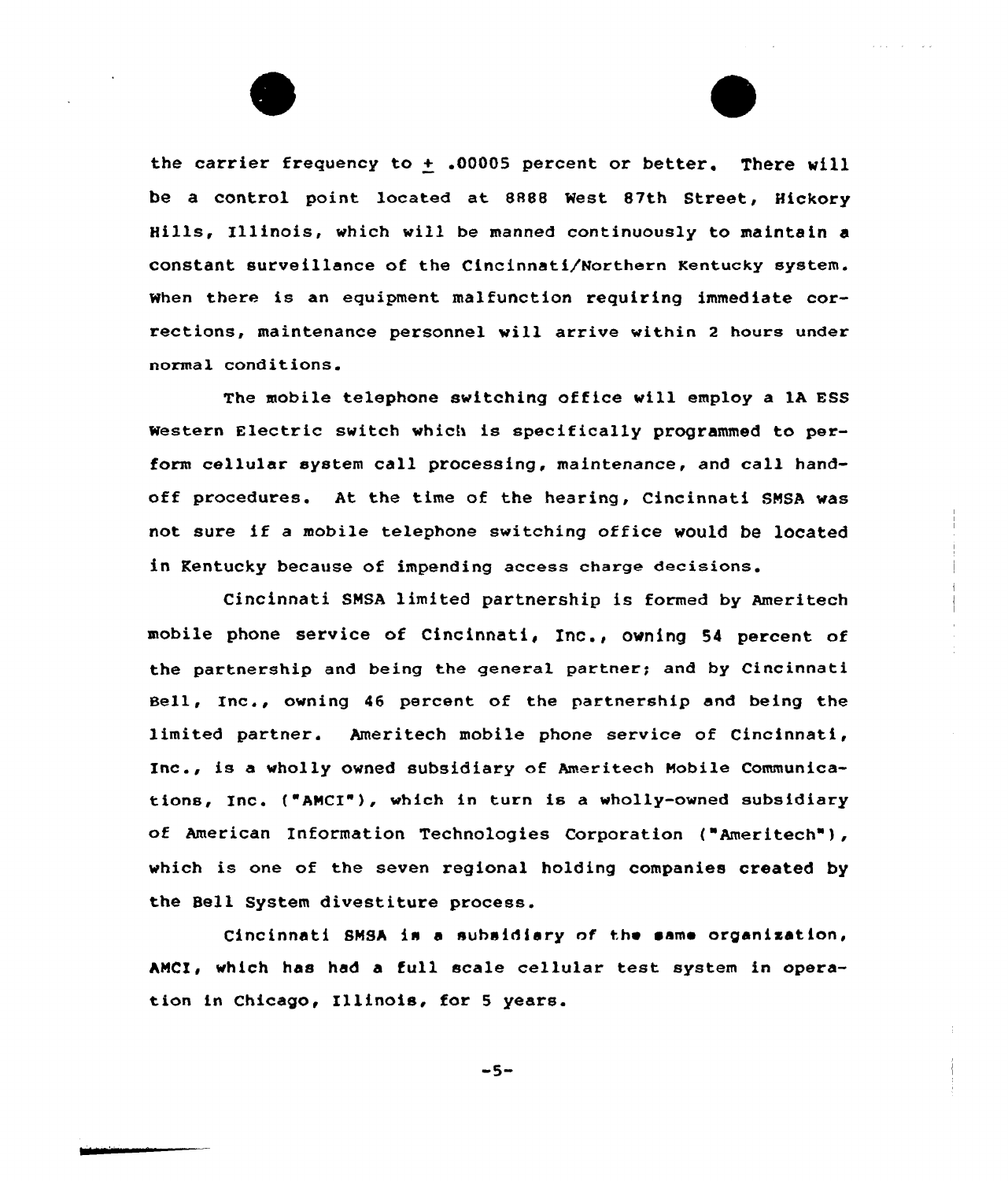the carrier frequency to $\pm$ .00005 percent or better. There will be a control point located at 8888 West 87th Street, Hickory Hills, Illinois, which will be manned continuously to maintain a constant surveillance of the Cincinnati/Northern Kentucky system. When there is an equipment malfunction requiring immediate corrections, maintenance personnel will arrive within 2 hours under normal conditions.

The mobile telephone switching office will employ a 1A ESS Western Electric switch which is specifically programmed to perform cellular system call processing, maintenance, and call handoff procedures. At the time of the hearing, Cincinnati SMSA was not sure if a mobile telephone switching office would be located in Kentucky because of impending access charge decisions.

Cincinnati SMSA limited partnership is formed by Ameritech mobile phone service of Cincinnati, Inc., owning 54 percent of the partnership and being the general partner; and by Cincinnati Bell, Inc., owning 46 percent of the partnership and being the limited partner. Ameritech mobile phone service of Cincinnati, Inc., is a wholly owned subsidiary of Ameritech Mobile Communications, Inc. ("AMCI"), which in turn is a wholly-owned subsidiary of American Information Technologies Corporation ("Ameritech"), which is one of the seven regional holding companies created by the Bell System divestiture process.

Cincinnati SMSA is a subsidiary of the same organization, AMCI, which has had a full scale cellular test system in operation in Chicago, Illinois, for 5 years.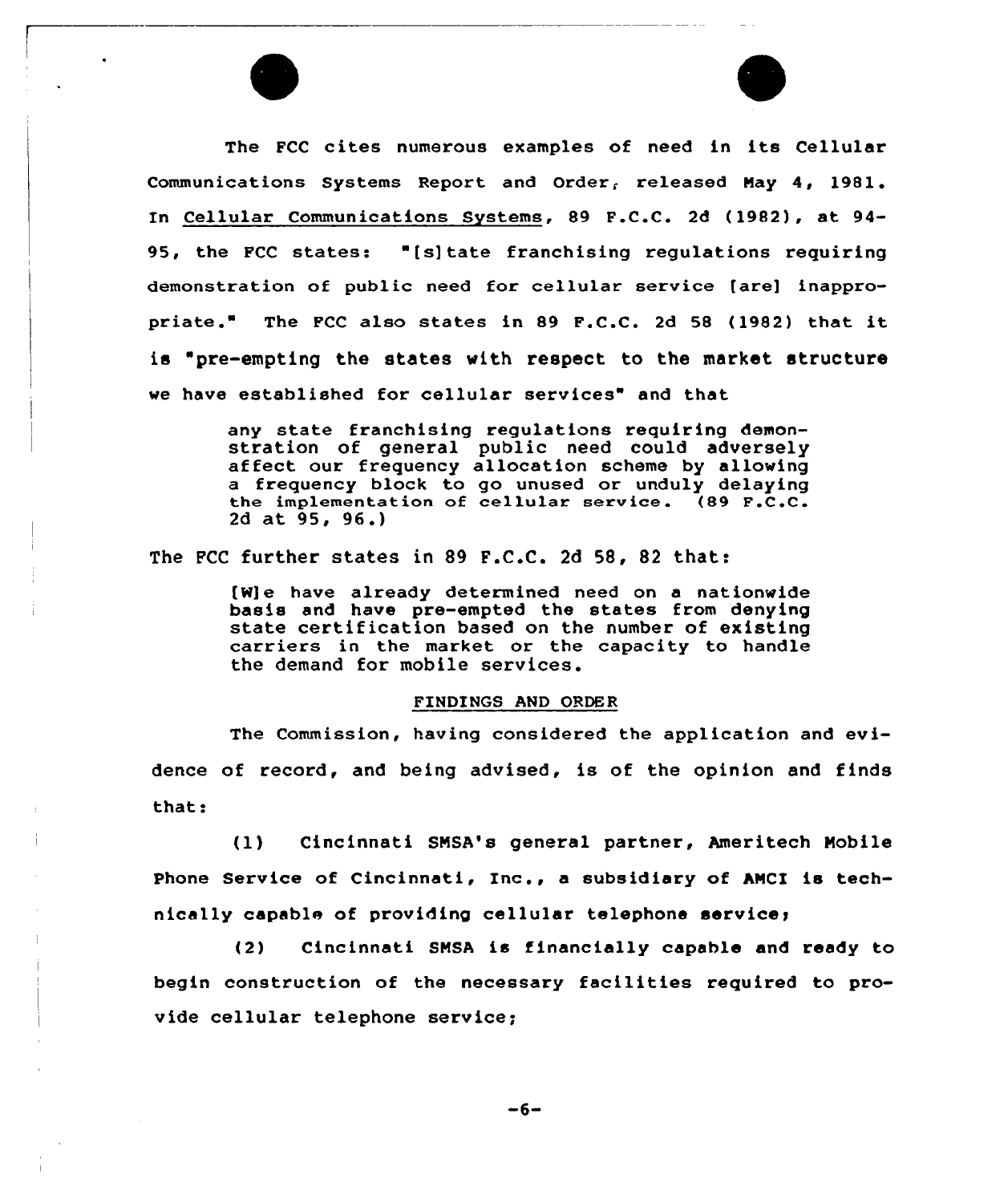The FCC cites numerous examples of need in its Cellular Communications Systems Report and Order, released May 4, 1981. In Cellular Communications Systems, 89 F.C.C. 2d (1982), at 94-95, the FCC states: "[s]tate franchising regulations requiring demonstration of public need for cellular service [are] inappropriate." The FCC also states in 89 F.C.C. 2d 58 (1982) that it is "pre-empting the states with respect to the market structure we have established for cellular services" and that

> any state franchising regulations requiring demonstration of general public need could adversely affect our frequency allocation scheme by allowing a frequency block to go unused or unduly delaying the implementation of cellular service. (89 F.C.C. 2d at 95, 96.)

The FCC further states in 89 F.C.C. 2d 58, 82 that:

> [W]e have already determined need on a nationwide basis and have pre-empted the states from denying state certification based on the number of existing carriers in the market or the capacity to handle the demand for mobile services.

## FINDINGS AND ORDER

The Commission, having considered the application and evidence of record, and being advised, is of the opinion and finds that:

(1) Cincinnati SMSA's general partner, Ameritech Mobile Phone Service of Cincinnati, Inc., a subsidiary of AMCI is technically capable of providing cellular telephone service;

(2) Cincinnati SMSA is financially capable and ready to begin construction of the necessary facilities required to provide cellular telephone service;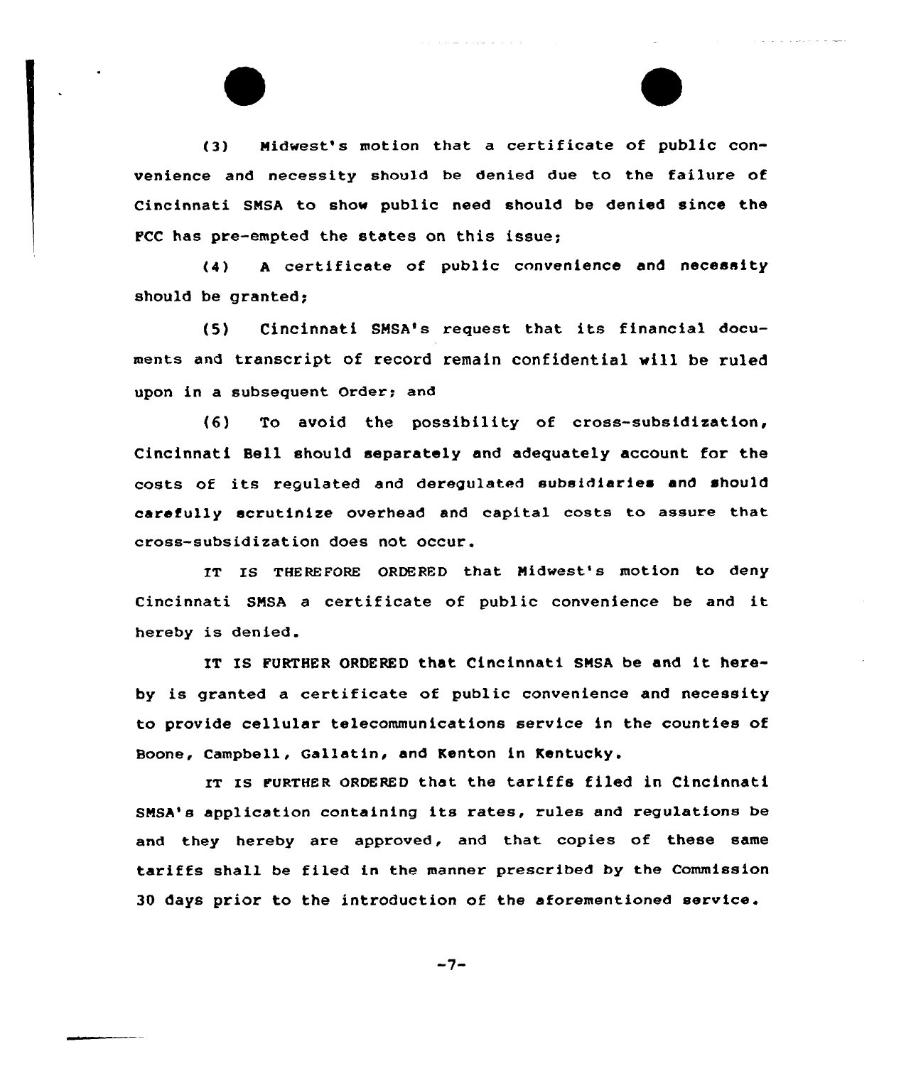(3) Midwest's motion that a certificate of public convenience and necessity should be denied due to the failure of Cincinnati SMSA to show public need should be denied since the FCC has pre-empted the states on this issue;

(4) A certificate of public convenience and necessity should be granted;

(5) Cincinnati SMSA's request that its financial documents and transcript of record remain confidential will be ruled upon in a subsequent Order; and

(6) To avoid the possibility of cross-subsidization, Cincinnati Bell should separately and adequately account for the costs of its regulated and deregulated subsidiaries and should carefully scrutinize overhead and capital costs to assure that cross-subsidization does not occur.

IT IS THEREFORE ORDERED that Midwest's motion to deny Cincinnati SMSA a certificate of public convenience be and it hereby is denied.

IT IS FURTHER ORDERED that Cincinnati SMSA be and it hereby is granted a certificate of public convenience and necessity to provide cellular telecommunications service in the counties of Boone, Campbell, Gallatin, and Kenton in Kentucky.

IT IS FURTHER ORDERED that the tariffs filed in Cincinnati SMSA's application containing its rates, rules and regulations be and they hereby are approved, and that copies of these same tariffs shall be filed in the manner prescribed by the Commission 30 days prior to the introduction of the aforementioned service.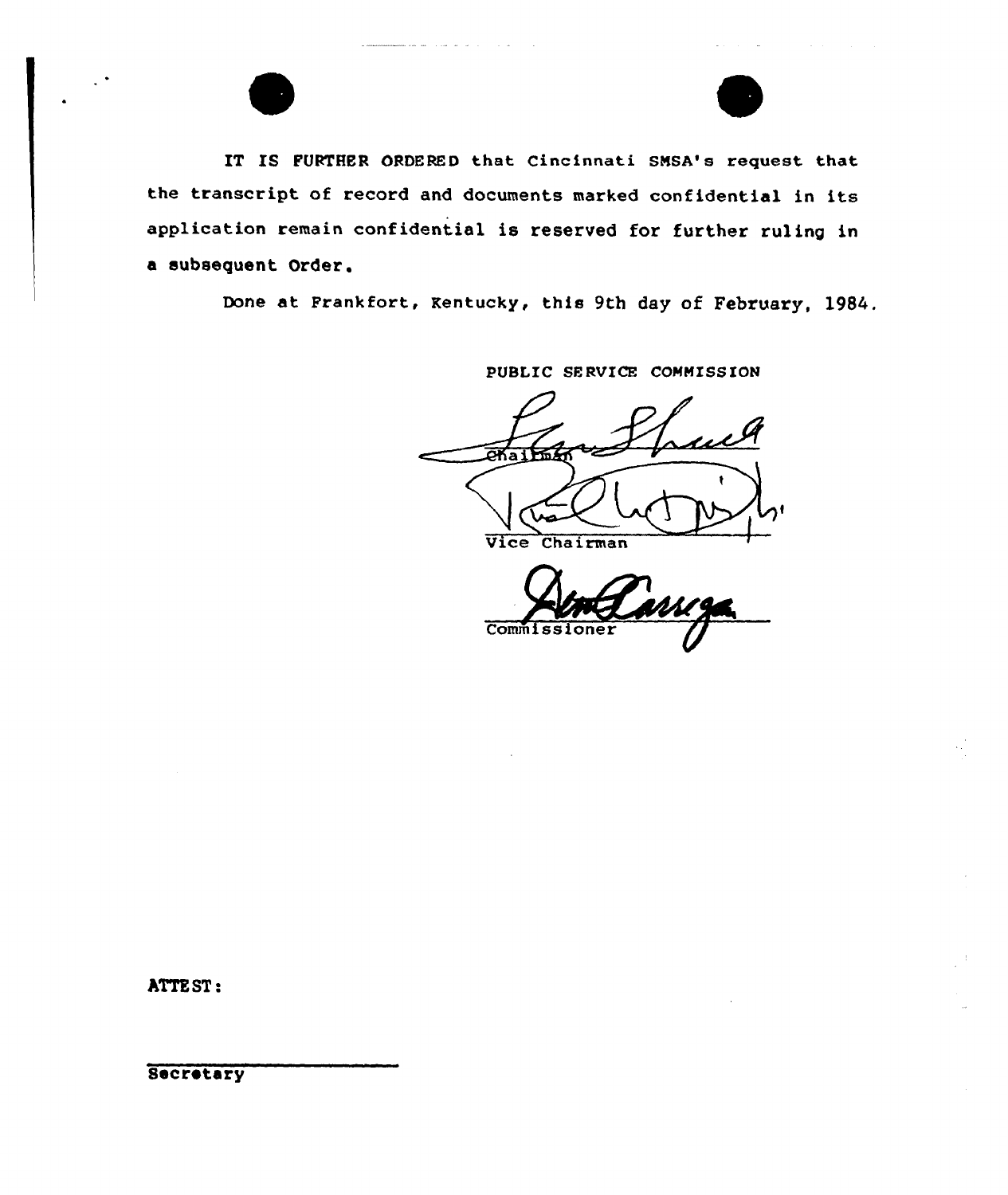IT IS FURTHER ORDERED that Cincinnati SMSA's request that the transcript of record and documents marked confidential in its application remain confidential is reserved for further ruling in a subsequent Order.

Done at Frankfort, Kentucky, this 9th day of February, 1984.

PUBLIC SERVICE COMMISSION

Chairman

Vice Chairman

Commissioner

ATTEST:

Secretary